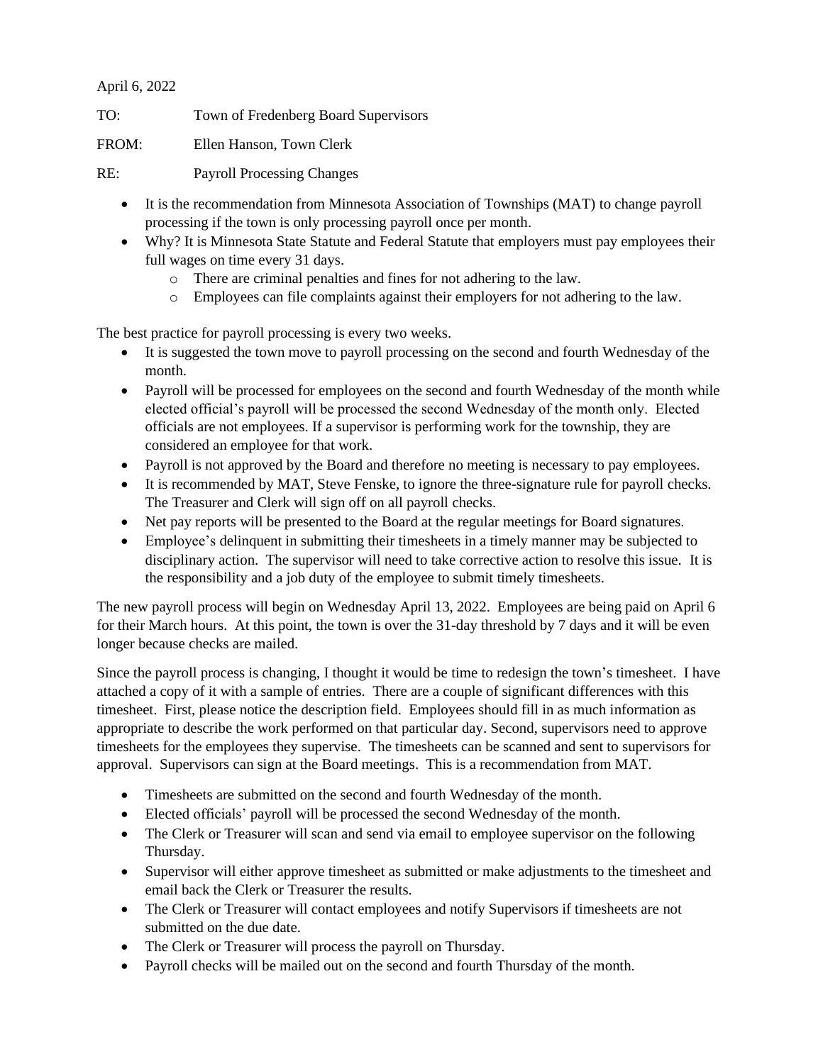April 6, 2022

TO: Town of Fredenberg Board Supervisors

FROM: Ellen Hanson, Town Clerk

RE: Payroll Processing Changes

- It is the recommendation from Minnesota Association of Townships (MAT) to change payroll processing if the town is only processing payroll once per month.
- Why? It is Minnesota State Statute and Federal Statute that employers must pay employees their full wages on time every 31 days.
  - There are criminal penalties and fines for not adhering to the law.
  - Employees can file complaints against their employers for not adhering to the law.

The best practice for payroll processing is every two weeks.

- It is suggested the town move to payroll processing on the second and fourth Wednesday of the month.
- Payroll will be processed for employees on the second and fourth Wednesday of the month while elected official's payroll will be processed the second Wednesday of the month only. Elected officials are not employees. If a supervisor is performing work for the township, they are considered an employee for that work.
- Payroll is not approved by the Board and therefore no meeting is necessary to pay employees.
- It is recommended by MAT, Steve Fenske, to ignore the three-signature rule for payroll checks. The Treasurer and Clerk will sign off on all payroll checks.
- Net pay reports will be presented to the Board at the regular meetings for Board signatures.
- Employee's delinquent in submitting their timesheets in a timely manner may be subjected to disciplinary action. The supervisor will need to take corrective action to resolve this issue. It is the responsibility and a job duty of the employee to submit timely timesheets.

The new payroll process will begin on Wednesday April 13, 2022. Employees are being paid on April 6 for their March hours. At this point, the town is over the 31-day threshold by 7 days and it will be even longer because checks are mailed.

Since the payroll process is changing, I thought it would be time to redesign the town's timesheet. I have attached a copy of it with a sample of entries. There are a couple of significant differences with this timesheet. First, please notice the description field. Employees should fill in as much information as appropriate to describe the work performed on that particular day. Second, supervisors need to approve timesheets for the employees they supervise. The timesheets can be scanned and sent to supervisors for approval. Supervisors can sign at the Board meetings. This is a recommendation from MAT.

- Timesheets are submitted on the second and fourth Wednesday of the month.
- Elected officials' payroll will be processed the second Wednesday of the month.
- The Clerk or Treasurer will scan and send via email to employee supervisor on the following Thursday.
- Supervisor will either approve timesheet as submitted or make adjustments to the timesheet and email back the Clerk or Treasurer the results.
- The Clerk or Treasurer will contact employees and notify Supervisors if timesheets are not submitted on the due date.
- The Clerk or Treasurer will process the payroll on Thursday.
- Payroll checks will be mailed out on the second and fourth Thursday of the month.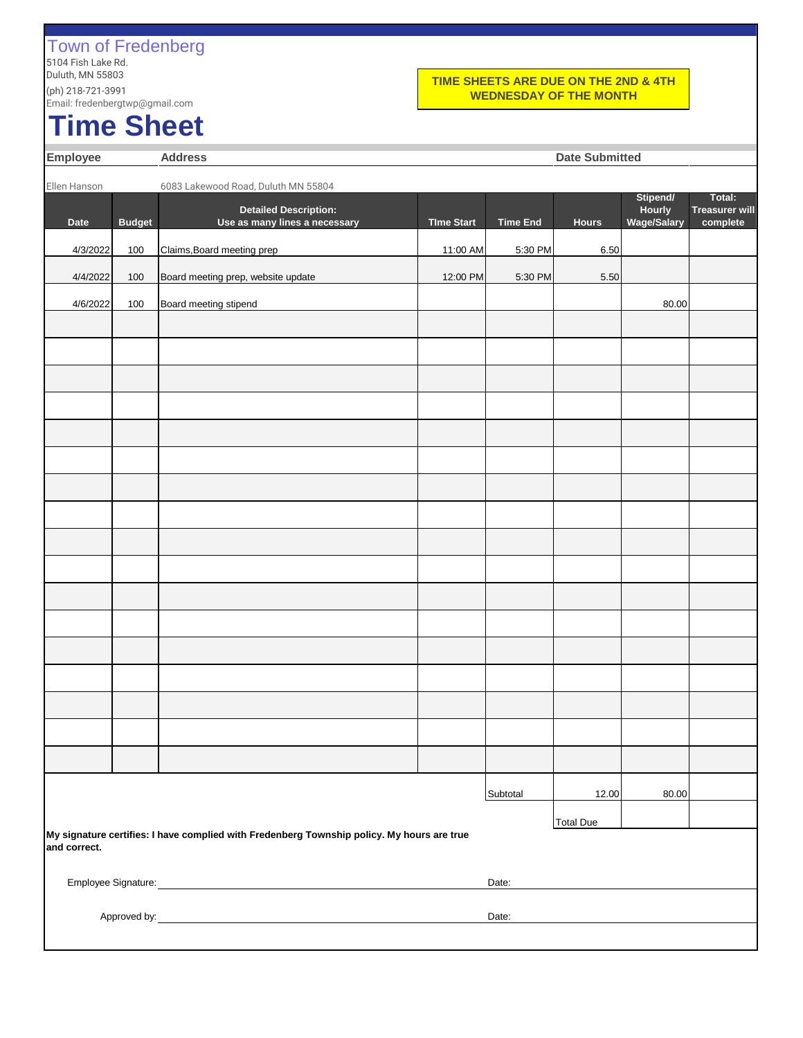Town of Fredenberg
5104 Fish Lake Rd.
Duluth, MN 55803
(ph) 218-721-3991
Email: fredenbergtwp@gmail.com

**TIME SHEETS ARE DUE ON THE 2ND & 4TH WEDNESDAY OF THE MONTH**

# Time Sheet

| Employee | Address | Date Submitted |
|---|---|---|
| Ellen Hanson | 6083 Lakewood Road, Duluth MN 55804 | |

| Date | Budget | Detailed Description: Use as many lines a necessary | TIme Start | Time End | Hours | Stipend/ Hourly Wage/Salary | Total: Treasurer will complete |
|---|---|---|---|---|---|---|---|
| 4/3/2022 | 100 | Claims,Board meeting prep | 11:00 AM | 5:30 PM | 6.50 | | |
| 4/4/2022 | 100 | Board meeting prep, website update | 12:00 PM | 5:30 PM | 5.50 | | |
| 4/6/2022 | 100 | Board meeting stipend | | | | 80.00 | |
| | | | | | | | |
| | | | | | | | |
| | | | | | | | |
| | | | | | | | |
| | | | | | | | |
| | | | | | | | |
| | | | | | | | |
| | | | | | | | |
| | | | | | | | |
| | | | | | | | |
| | | | | | | | |
| | | | | | | | |
| | | | | | | | |
| | | | | | | | |
| | | | | | | | |
| | | | | | | | |
| | | | | | | | |
| | | | | | | | |
| | | | | Subtotal | 12.00 | 80.00 | |
| | | | | | Total Due | | |

**My signature certifies: I have complied with Fredenberg Township policy. My hours are true and correct.**

Employee Signature: ______________________ Date: ____________

Approved by: ______________________ Date: ____________